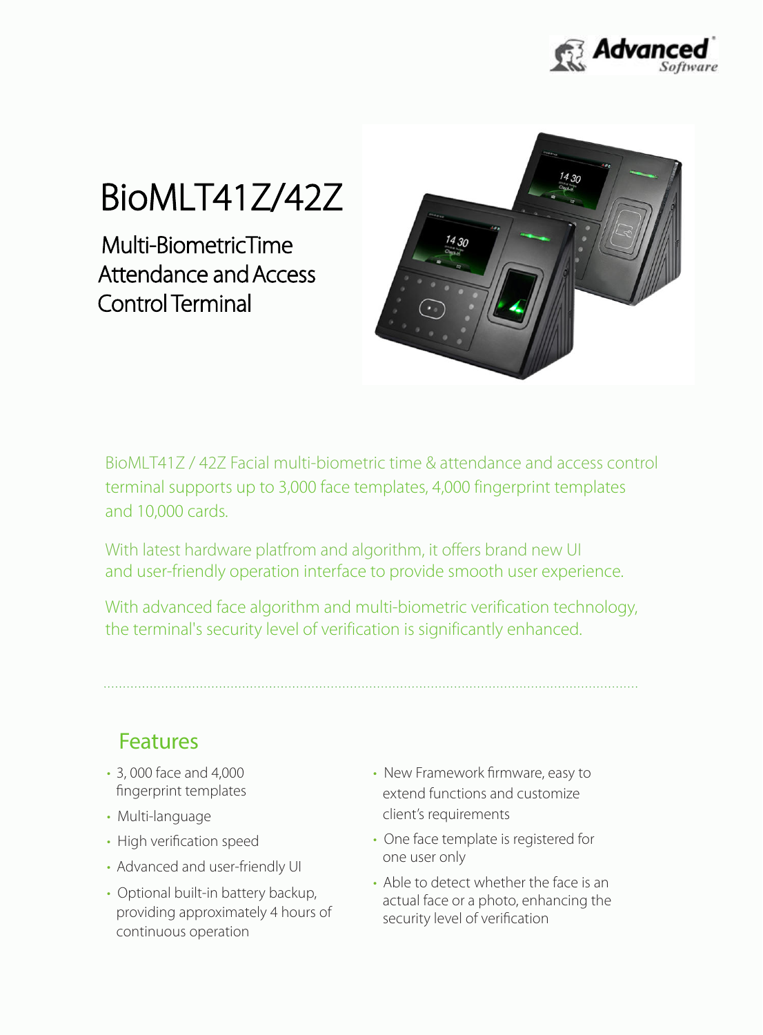# BioMLT41Z/42Z

## Multi-BiometricTime Attendance and Access Control Terminal

BioMLT41Z / 42Z Facial multi-biometric time & attendance and access control terminal supports up to 3,000 face templates, 4,000 fingerprint templates and 10,000 cards.

With latest hardware platfrom and algorithm, it offers brand new UI and user-friendly operation interface to provide smooth user experience.

With advanced face algorithm and multi-biometric verification technology, the terminal's security level of verification is significantly enhanced.

## Features

- 3, 000 face and 4,000 fingerprint templates
- Multi-language
- High verification speed
- Advanced and user-friendly UI
- Optional built-in battery backup, providing approximately 4 hours of continuous operation
- New Framework firmware, easy to extend functions and customize client's requirements
- One face template is registered for one user only
- Able to detect whether the face is an actual face or a photo, enhancing the security level of verification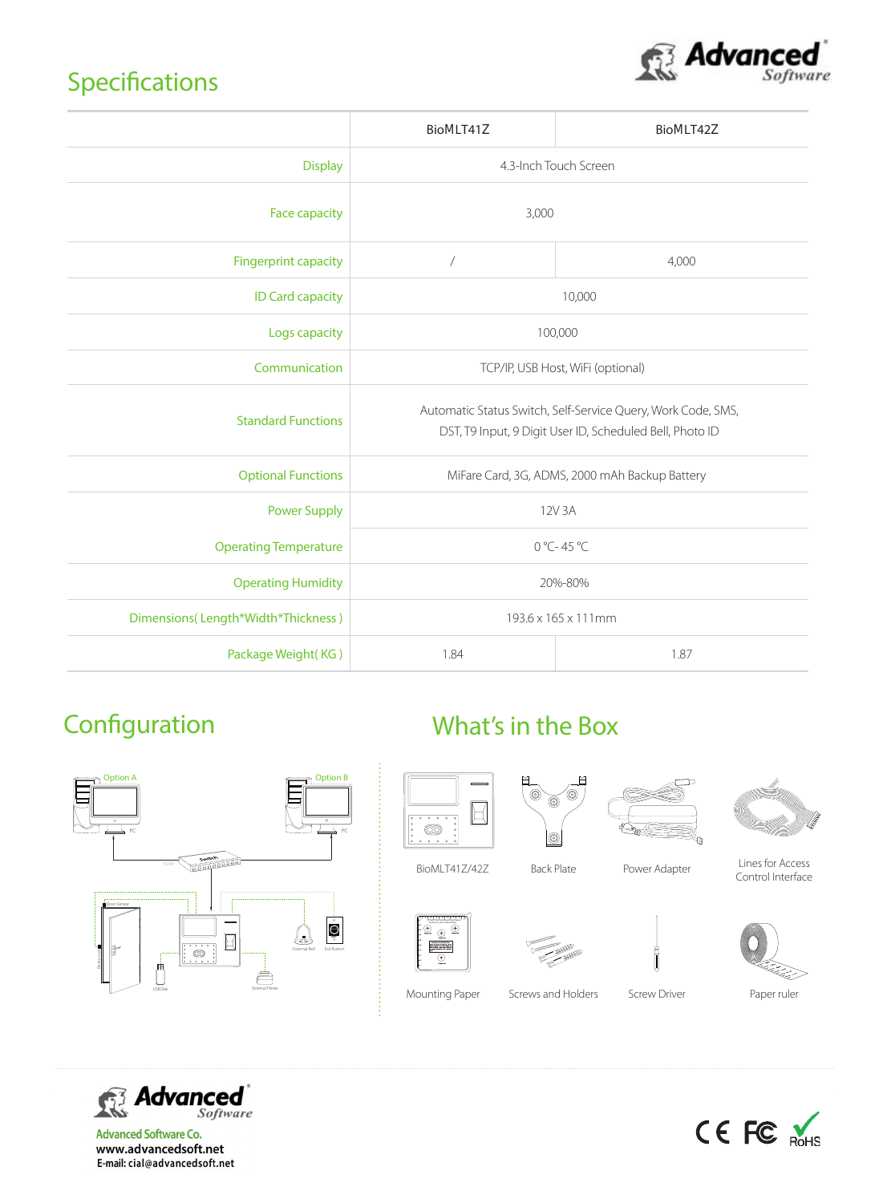# Specifications

| | BioMLT41Z | BioMLT42Z |
|---|---|---|
| Display | 4.3-Inch Touch Screen | |
| Face capacity | 3,000 | |
| Fingerprint capacity | / | 4,000 |
| ID Card capacity | 10,000 | |
| Logs capacity | 100,000 | |
| Communication | TCP/IP, USB Host, WiFi (optional) | |
| Standard Functions | Automatic Status Switch, Self-Service Query, Work Code, SMS, DST, T9 Input, 9 Digit User ID, Scheduled Bell, Photo ID | |
| Optional Functions | MiFare Card, 3G, ADMS, 2000 mAh Backup Battery | |
| Power Supply | 12V 3A | |
| Operating Temperature | 0 °C- 45 °C | |
| Operating Humidity | 20%-80% | |
| Dimensions( Length*Width*Thickness ) | 193.6 x 165 x 111mm | |
| Package Weight( KG ) | 1.84 | 1.87 |

## Configuration

Option A

Option B

PC

PC

Switch

Door Sensor

External Bell

Exit Button

USB Disk

External Printer

## What's in the Box

- BioMLT41Z/42Z
- Back Plate
- Power Adapter
- Lines for Access Control Interface
- Mounting Paper
- Screws and Holders
- Screw Driver
- Paper ruler

Advanced Software Co.
www.advancedsoft.net
E-mail: cial@advancedsoft.net

CE FC RoHS